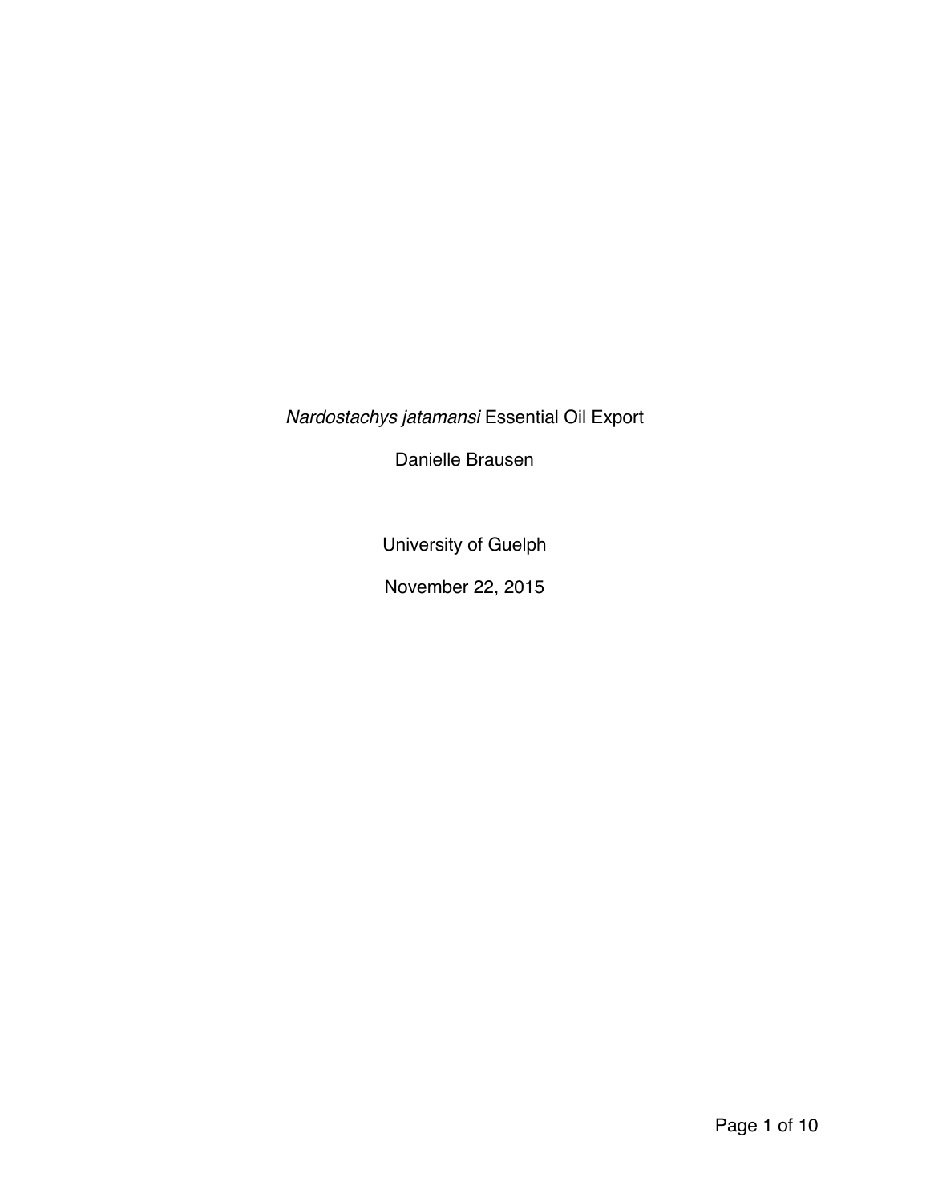# *Nardostachys jatamansi* Essential Oil Export

Danielle Brausen

University of Guelph

November 22, 2015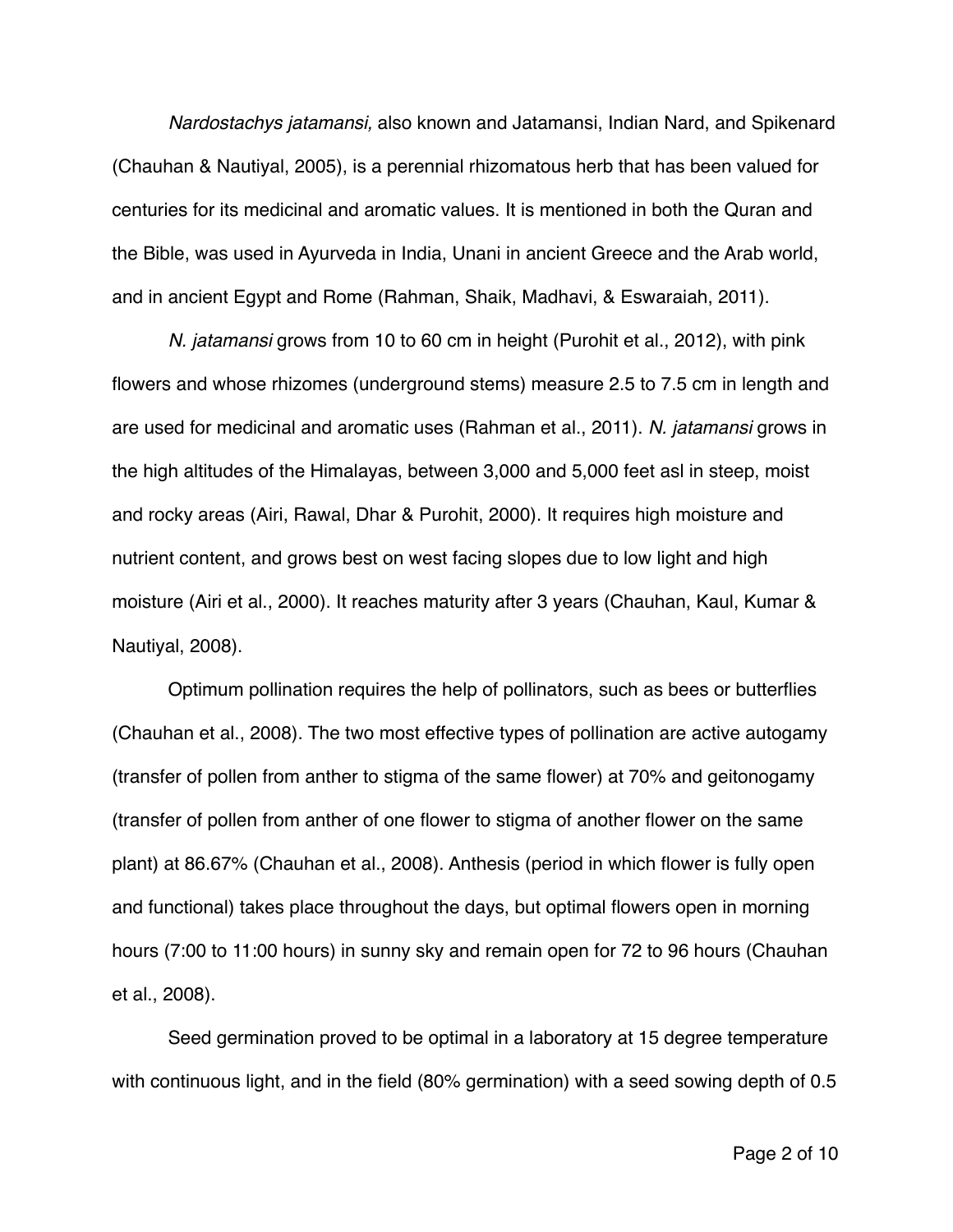*Nardostachys jatamansi,* also known and Jatamansi, Indian Nard, and Spikenard (Chauhan & Nautiyal, 2005), is a perennial rhizomatous herb that has been valued for centuries for its medicinal and aromatic values. It is mentioned in both the Quran and the Bible, was used in Ayurveda in India, Unani in ancient Greece and the Arab world, and in ancient Egypt and Rome (Rahman, Shaik, Madhavi, & Eswaraiah, 2011).

*N. jatamansi* grows from 10 to 60 cm in height (Purohit et al., 2012), with pink flowers and whose rhizomes (underground stems) measure 2.5 to 7.5 cm in length and are used for medicinal and aromatic uses (Rahman et al., 2011). *N. jatamansi* grows in the high altitudes of the Himalayas, between 3,000 and 5,000 feet asl in steep, moist and rocky areas (Airi, Rawal, Dhar & Purohit, 2000). It requires high moisture and nutrient content, and grows best on west facing slopes due to low light and high moisture (Airi et al., 2000). It reaches maturity after 3 years (Chauhan, Kaul, Kumar & Nautiyal, 2008).

Optimum pollination requires the help of pollinators, such as bees or butterflies (Chauhan et al., 2008). The two most effective types of pollination are active autogamy (transfer of pollen from anther to stigma of the same flower) at 70% and geitonogamy (transfer of pollen from anther of one flower to stigma of another flower on the same plant) at 86.67% (Chauhan et al., 2008). Anthesis (period in which flower is fully open and functional) takes place throughout the days, but optimal flowers open in morning hours (7:00 to 11:00 hours) in sunny sky and remain open for 72 to 96 hours (Chauhan et al., 2008).

Seed germination proved to be optimal in a laboratory at 15 degree temperature with continuous light, and in the field (80% germination) with a seed sowing depth of 0.5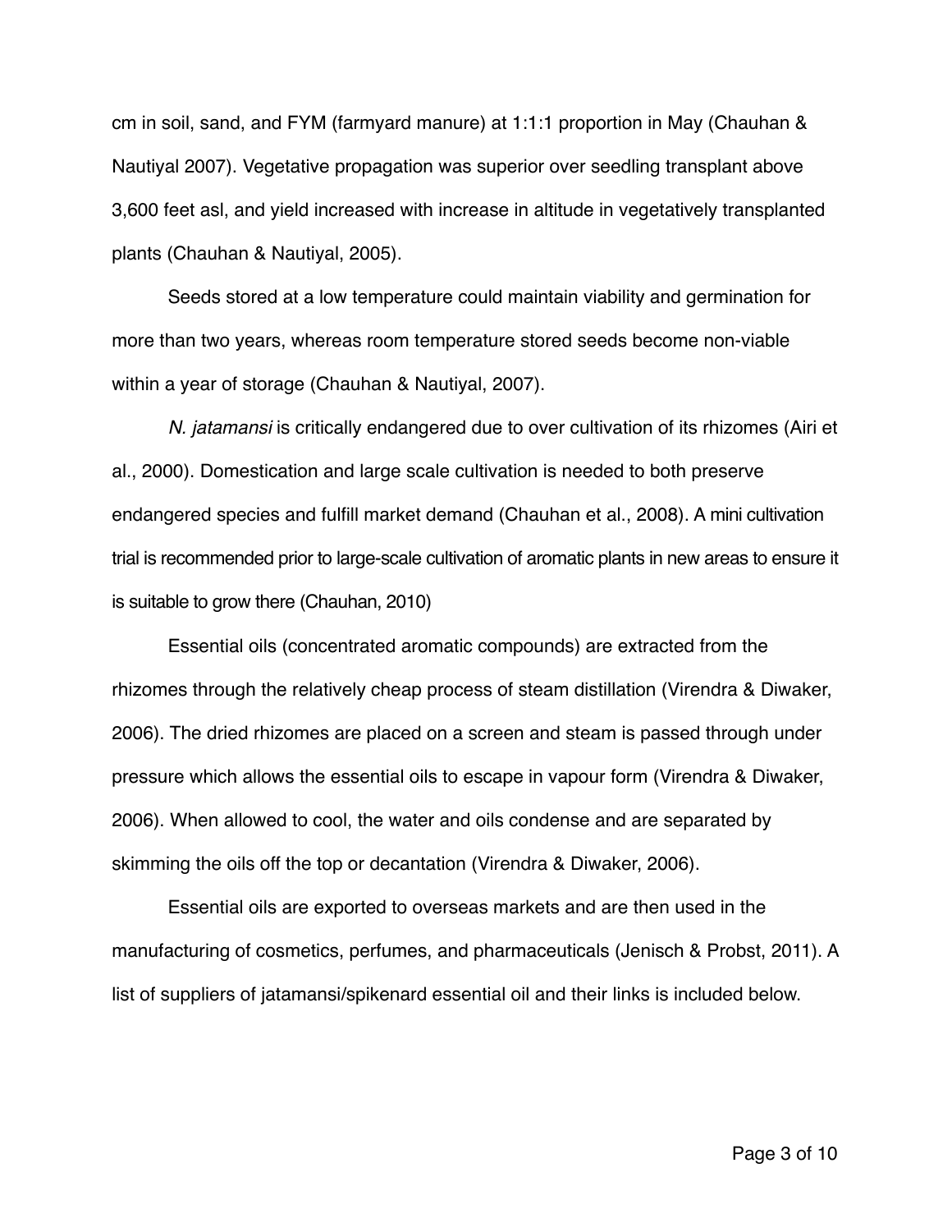cm in soil, sand, and FYM (farmyard manure) at 1:1:1 proportion in May (Chauhan & Nautiyal 2007). Vegetative propagation was superior over seedling transplant above 3,600 feet asl, and yield increased with increase in altitude in vegetatively transplanted plants (Chauhan & Nautiyal, 2005).

Seeds stored at a low temperature could maintain viability and germination for more than two years, whereas room temperature stored seeds become non-viable within a year of storage (Chauhan & Nautiyal, 2007).

*N. jatamansi* is critically endangered due to over cultivation of its rhizomes (Airi et al., 2000). Domestication and large scale cultivation is needed to both preserve endangered species and fulfill market demand (Chauhan et al., 2008). A mini cultivation trial is recommended prior to large-scale cultivation of aromatic plants in new areas to ensure it is suitable to grow there (Chauhan, 2010)

Essential oils (concentrated aromatic compounds) are extracted from the rhizomes through the relatively cheap process of steam distillation (Virendra & Diwaker, 2006). The dried rhizomes are placed on a screen and steam is passed through under pressure which allows the essential oils to escape in vapour form (Virendra & Diwaker, 2006). When allowed to cool, the water and oils condense and are separated by skimming the oils off the top or decantation (Virendra & Diwaker, 2006).

Essential oils are exported to overseas markets and are then used in the manufacturing of cosmetics, perfumes, and pharmaceuticals (Jenisch & Probst, 2011). A list of suppliers of jatamansi/spikenard essential oil and their links is included below.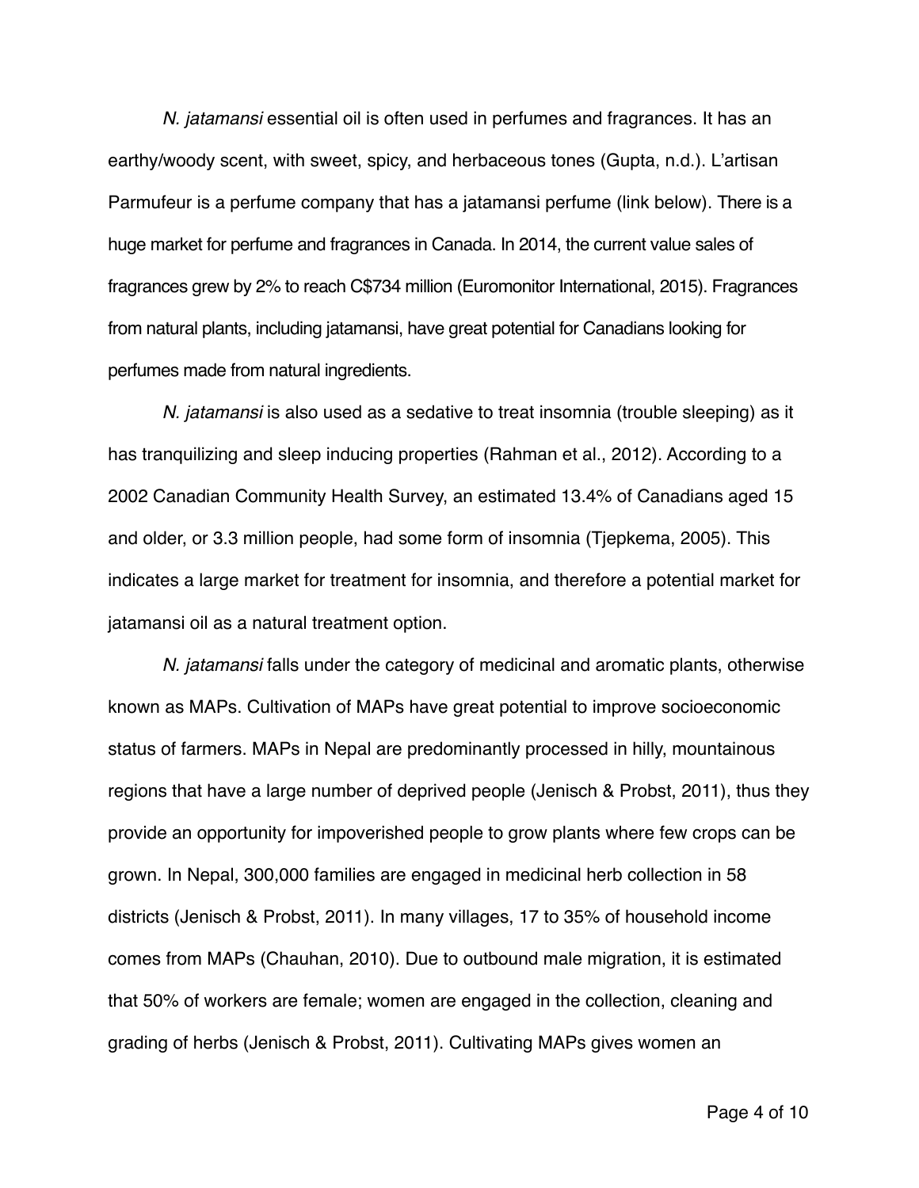*N. jatamansi* essential oil is often used in perfumes and fragrances. It has an earthy/woody scent, with sweet, spicy, and herbaceous tones (Gupta, n.d.). L'artisan Parmufeur is a perfume company that has a jatamansi perfume (link below). There is a huge market for perfume and fragrances in Canada. In 2014, the current value sales of fragrances grew by 2% to reach C$734 million (Euromonitor International, 2015). Fragrances from natural plants, including jatamansi, have great potential for Canadians looking for perfumes made from natural ingredients.

*N. jatamansi* is also used as a sedative to treat insomnia (trouble sleeping) as it has tranquilizing and sleep inducing properties (Rahman et al., 2012). According to a 2002 Canadian Community Health Survey, an estimated 13.4% of Canadians aged 15 and older, or 3.3 million people, had some form of insomnia (Tjepkema, 2005). This indicates a large market for treatment for insomnia, and therefore a potential market for jatamansi oil as a natural treatment option.

*N. jatamansi* falls under the category of medicinal and aromatic plants, otherwise known as MAPs. Cultivation of MAPs have great potential to improve socioeconomic status of farmers. MAPs in Nepal are predominantly processed in hilly, mountainous regions that have a large number of deprived people (Jenisch & Probst, 2011), thus they provide an opportunity for impoverished people to grow plants where few crops can be grown. In Nepal, 300,000 families are engaged in medicinal herb collection in 58 districts (Jenisch & Probst, 2011). In many villages, 17 to 35% of household income comes from MAPs (Chauhan, 2010). Due to outbound male migration, it is estimated that 50% of workers are female; women are engaged in the collection, cleaning and grading of herbs (Jenisch & Probst, 2011). Cultivating MAPs gives women an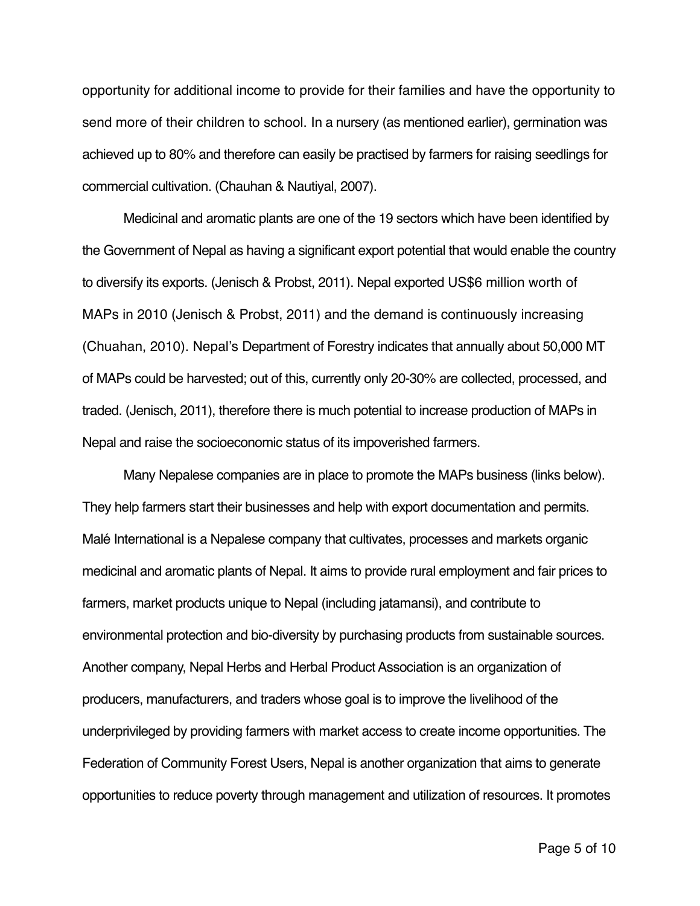opportunity for additional income to provide for their families and have the opportunity to send more of their children to school. In a nursery (as mentioned earlier), germination was achieved up to 80% and therefore can easily be practised by farmers for raising seedlings for commercial cultivation. (Chauhan & Nautiyal, 2007).

Medicinal and aromatic plants are one of the 19 sectors which have been identified by the Government of Nepal as having a significant export potential that would enable the country to diversify its exports. (Jenisch & Probst, 2011). Nepal exported US$6 million worth of MAPs in 2010 (Jenisch & Probst, 2011) and the demand is continuously increasing (Chuahan, 2010). Nepal's Department of Forestry indicates that annually about 50,000 MT of MAPs could be harvested; out of this, currently only 20-30% are collected, processed, and traded. (Jenisch, 2011), therefore there is much potential to increase production of MAPs in Nepal and raise the socioeconomic status of its impoverished farmers.

Many Nepalese companies are in place to promote the MAPs business (links below). They help farmers start their businesses and help with export documentation and permits. Malé International is a Nepalese company that cultivates, processes and markets organic medicinal and aromatic plants of Nepal. It aims to provide rural employment and fair prices to farmers, market products unique to Nepal (including jatamansi), and contribute to environmental protection and bio-diversity by purchasing products from sustainable sources. Another company, Nepal Herbs and Herbal Product Association is an organization of producers, manufacturers, and traders whose goal is to improve the livelihood of the underprivileged by providing farmers with market access to create income opportunities. The Federation of Community Forest Users, Nepal is another organization that aims to generate opportunities to reduce poverty through management and utilization of resources. It promotes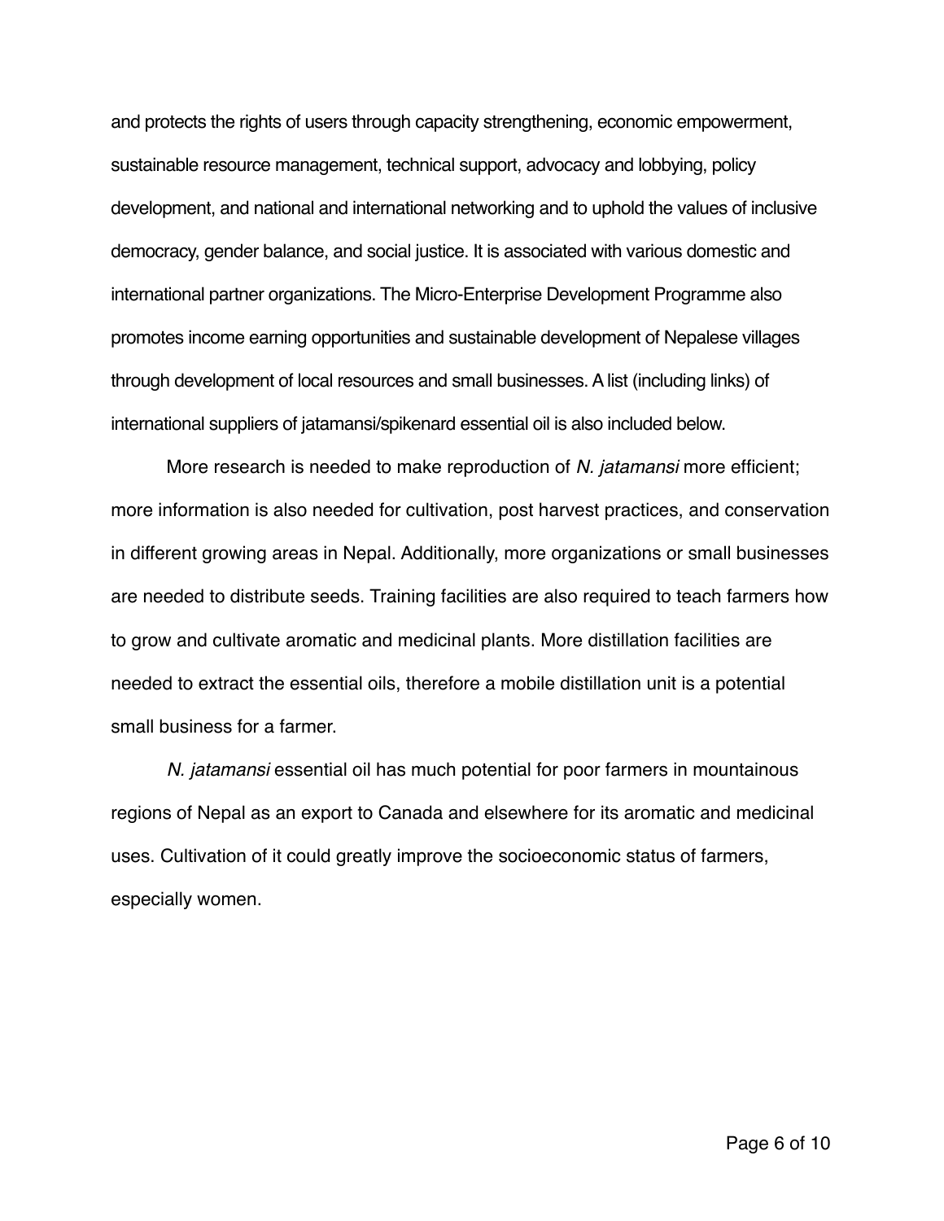and protects the rights of users through capacity strengthening, economic empowerment, sustainable resource management, technical support, advocacy and lobbying, policy development, and national and international networking and to uphold the values of inclusive democracy, gender balance, and social justice. It is associated with various domestic and international partner organizations. The Micro-Enterprise Development Programme also promotes income earning opportunities and sustainable development of Nepalese villages through development of local resources and small businesses. A list (including links) of international suppliers of jatamansi/spikenard essential oil is also included below.

More research is needed to make reproduction of *N. jatamansi* more efficient; more information is also needed for cultivation, post harvest practices, and conservation in different growing areas in Nepal. Additionally, more organizations or small businesses are needed to distribute seeds. Training facilities are also required to teach farmers how to grow and cultivate aromatic and medicinal plants. More distillation facilities are needed to extract the essential oils, therefore a mobile distillation unit is a potential small business for a farmer.

*N. jatamansi* essential oil has much potential for poor farmers in mountainous regions of Nepal as an export to Canada and elsewhere for its aromatic and medicinal uses. Cultivation of it could greatly improve the socioeconomic status of farmers, especially women.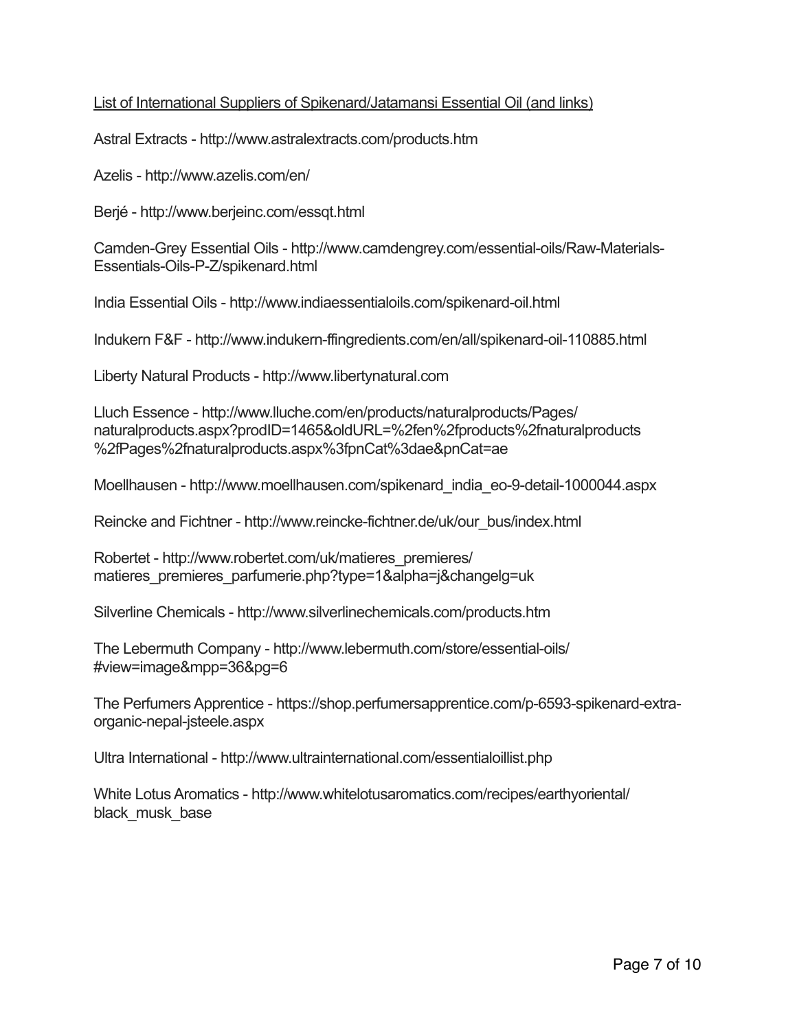<u>List of International Suppliers of Spikenard/Jatamansi Essential Oil (and links)</u>

Astral Extracts - http://www.astralextracts.com/products.htm

Azelis - http://www.azelis.com/en/

Berjé - http://www.berjeinc.com/essqt.html

Camden-Grey Essential Oils - http://www.camdengrey.com/essential-oils/Raw-Materials-Essentials-Oils-P-Z/spikenard.html

India Essential Oils - http://www.indiaessentialoils.com/spikenard-oil.html

Indukern F&F - http://www.indukern-ffingredients.com/en/all/spikenard-oil-110885.html

Liberty Natural Products - http://www.libertynatural.com

Lluch Essence - http://www.lluche.com/en/products/naturalproducts/Pages/naturalproducts.aspx?prodID=1465&oldURL=%2fen%2fproducts%2fnaturalproducts%2fPages%2fnaturalproducts.aspx%3fpnCat%3dae&pnCat=ae

Moellhausen - http://www.moellhausen.com/spikenard_india_eo-9-detail-1000044.aspx

Reincke and Fichtner - http://www.reincke-fichtner.de/uk/our_bus/index.html

Robertet - http://www.robertet.com/uk/matieres_premieres/matieres_premieres_parfumerie.php?type=1&alpha=j&changelg=uk

Silverline Chemicals - http://www.silverlinechemicals.com/products.htm

The Lebermuth Company - http://www.lebermuth.com/store/essential-oils/#view=image&mpp=36&pg=6

The Perfumers Apprentice - https://shop.perfumersapprentice.com/p-6593-spikenard-extra-organic-nepal-jsteele.aspx

Ultra International - http://www.ultrainternational.com/essentialoillist.php

White Lotus Aromatics - http://www.whitelotusaromatics.com/recipes/earthyoriental/black_musk_base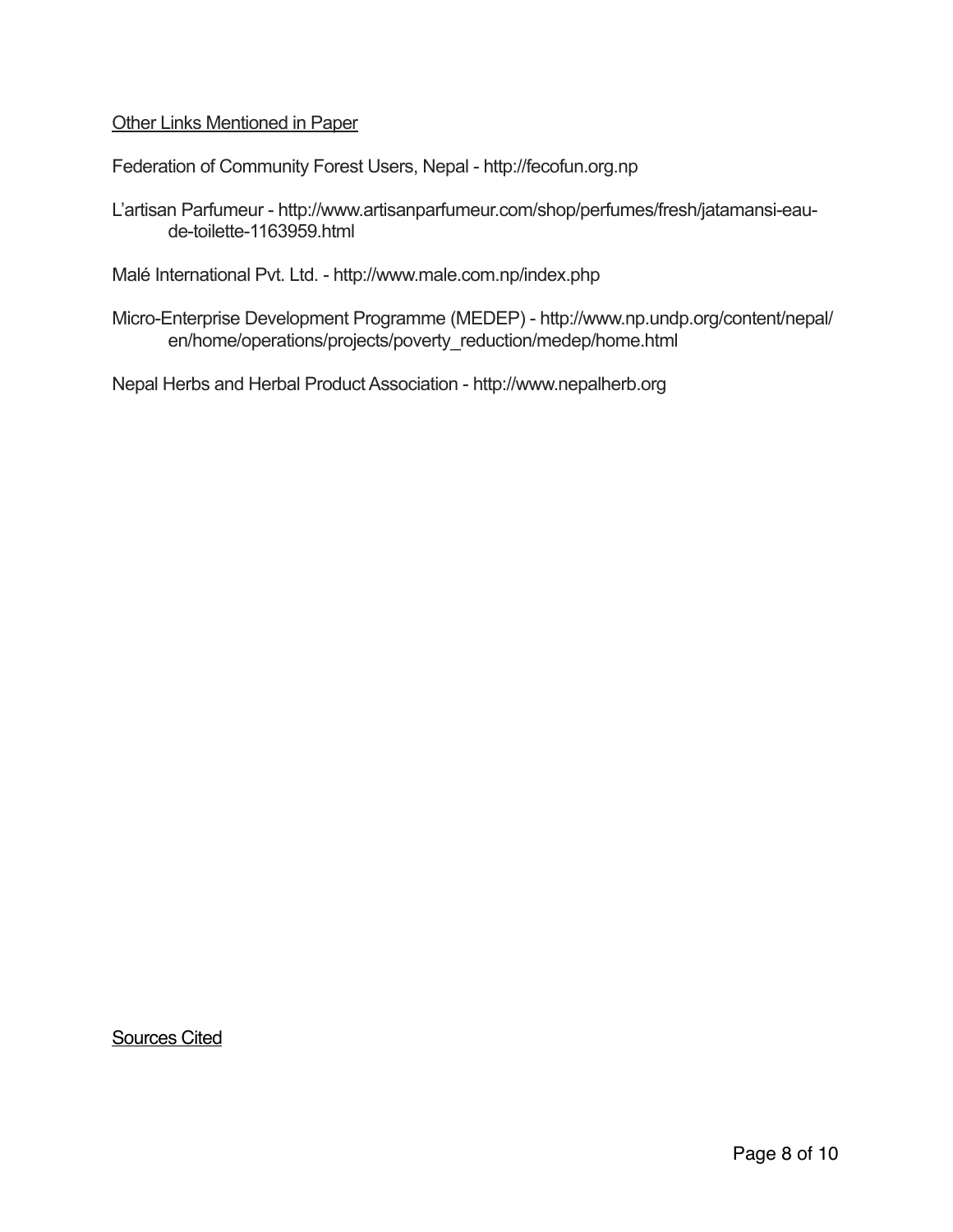Other Links Mentioned in Paper

Federation of Community Forest Users, Nepal - http://fecofun.org.np

L'artisan Parfumeur - http://www.artisanparfumeur.com/shop/perfumes/fresh/jatamansi-eau-de-toilette-1163959.html

Malé International Pvt. Ltd. - http://www.male.com.np/index.php

Micro-Enterprise Development Programme (MEDEP) - http://www.np.undp.org/content/nepal/en/home/operations/projects/poverty_reduction/medep/home.html

Nepal Herbs and Herbal Product Association - http://www.nepalherb.org

Sources Cited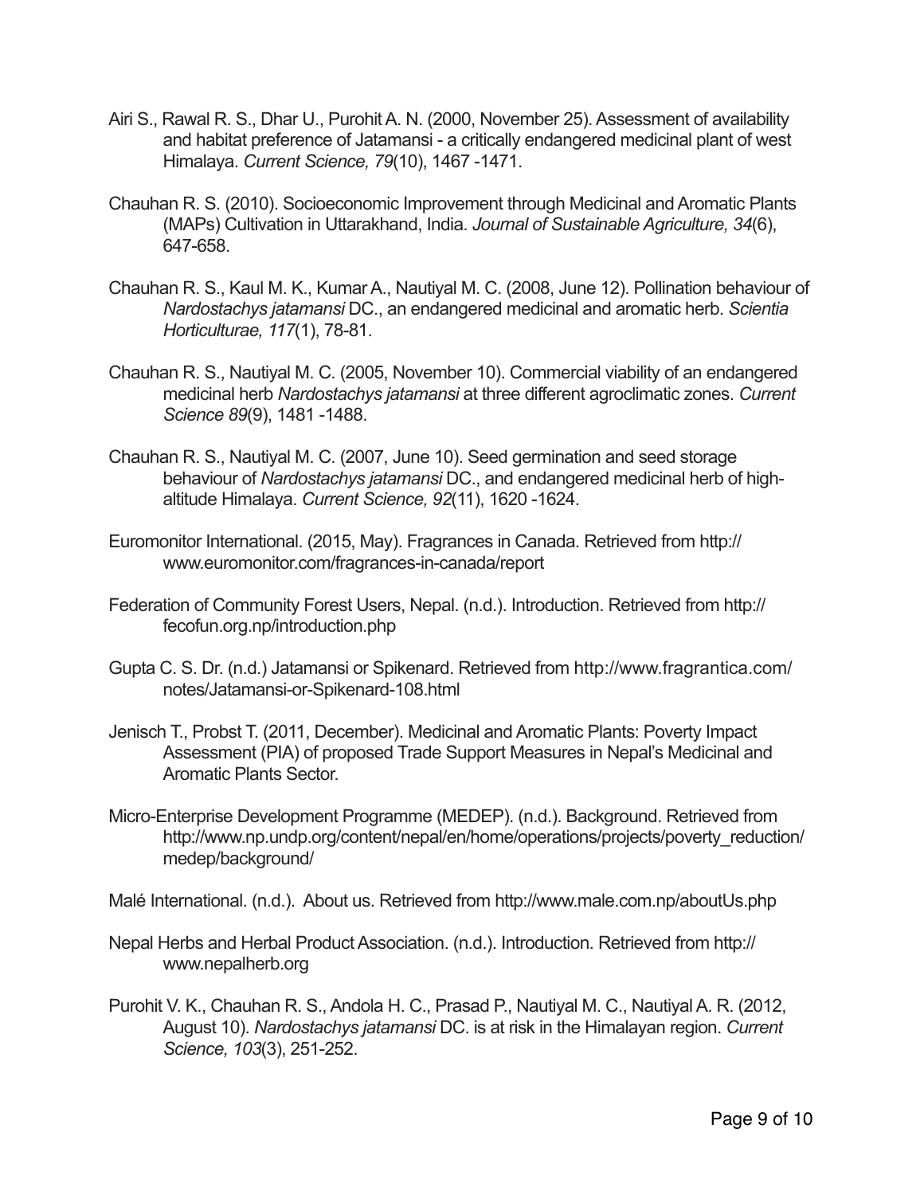Airi S., Rawal R. S., Dhar U., Purohit A. N. (2000, November 25). Assessment of availability and habitat preference of Jatamansi - a critically endangered medicinal plant of west Himalaya. *Current Science, 79*(10), 1467 -1471.

Chauhan R. S. (2010). Socioeconomic Improvement through Medicinal and Aromatic Plants (MAPs) Cultivation in Uttarakhand, India. *Journal of Sustainable Agriculture, 34*(6), 647-658.

Chauhan R. S., Kaul M. K., Kumar A., Nautiyal M. C. (2008, June 12). Pollination behaviour of *Nardostachys jatamansi* DC., an endangered medicinal and aromatic herb. *Scientia Horticulturae, 117*(1), 78-81.

Chauhan R. S., Nautiyal M. C. (2005, November 10). Commercial viability of an endangered medicinal herb *Nardostachys jatamansi* at three different agroclimatic zones. *Current Science 89*(9), 1481 -1488.

Chauhan R. S., Nautiyal M. C. (2007, June 10). Seed germination and seed storage behaviour of *Nardostachys jatamansi* DC., and endangered medicinal herb of high-altitude Himalaya. *Current Science, 92*(11), 1620 -1624.

Euromonitor International. (2015, May). Fragrances in Canada. Retrieved from http://www.euromonitor.com/fragrances-in-canada/report

Federation of Community Forest Users, Nepal. (n.d.). Introduction. Retrieved from http://fecofun.org.np/introduction.php

Gupta C. S. Dr. (n.d.) Jatamansi or Spikenard. Retrieved from http://www.fragrantica.com/notes/Jatamansi-or-Spikenard-108.html

Jenisch T., Probst T. (2011, December). Medicinal and Aromatic Plants: Poverty Impact Assessment (PIA) of proposed Trade Support Measures in Nepal's Medicinal and Aromatic Plants Sector.

Micro-Enterprise Development Programme (MEDEP). (n.d.). Background. Retrieved from http://www.np.undp.org/content/nepal/en/home/operations/projects/poverty_reduction/medep/background/

Malé International. (n.d.). About us. Retrieved from http://www.male.com.np/aboutUs.php

Nepal Herbs and Herbal Product Association. (n.d.). Introduction. Retrieved from http://www.nepalherb.org

Purohit V. K., Chauhan R. S., Andola H. C., Prasad P., Nautiyal M. C., Nautiyal A. R. (2012, August 10). *Nardostachys jatamansi* DC. is at risk in the Himalayan region. *Current Science, 103*(3), 251-252.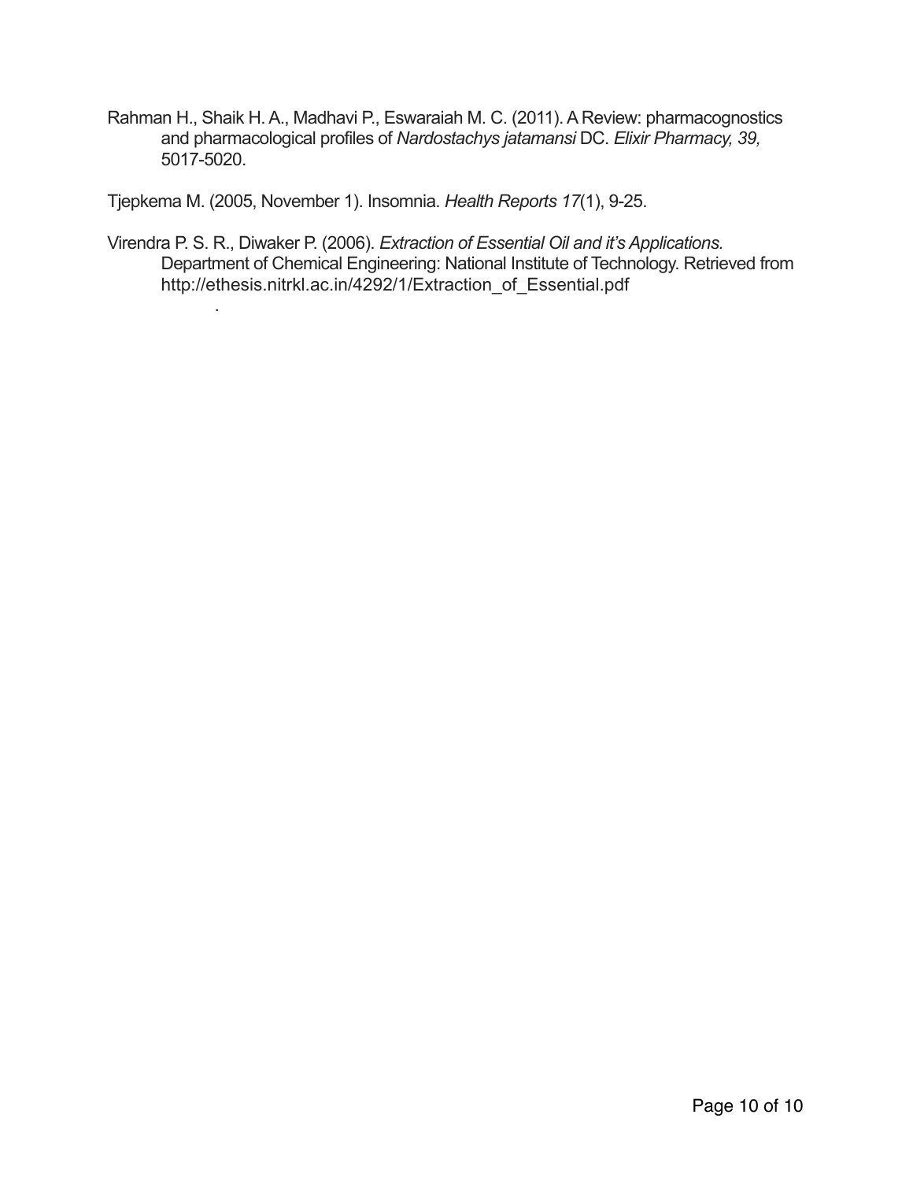Rahman H., Shaik H. A., Madhavi P., Eswaraiah M. C. (2011). A Review: pharmacognostics and pharmacological profiles of *Nardostachys jatamansi* DC. *Elixir Pharmacy, 39,* 5017-5020.

Tjepkema M. (2005, November 1). Insomnia. *Health Reports 17*(1), 9-25.

Virendra P. S. R., Diwaker P. (2006). *Extraction of Essential Oil and it's Applications.* Department of Chemical Engineering: National Institute of Technology. Retrieved from http://ethesis.nitrkl.ac.in/4292/1/Extraction_of_Essential.pdf